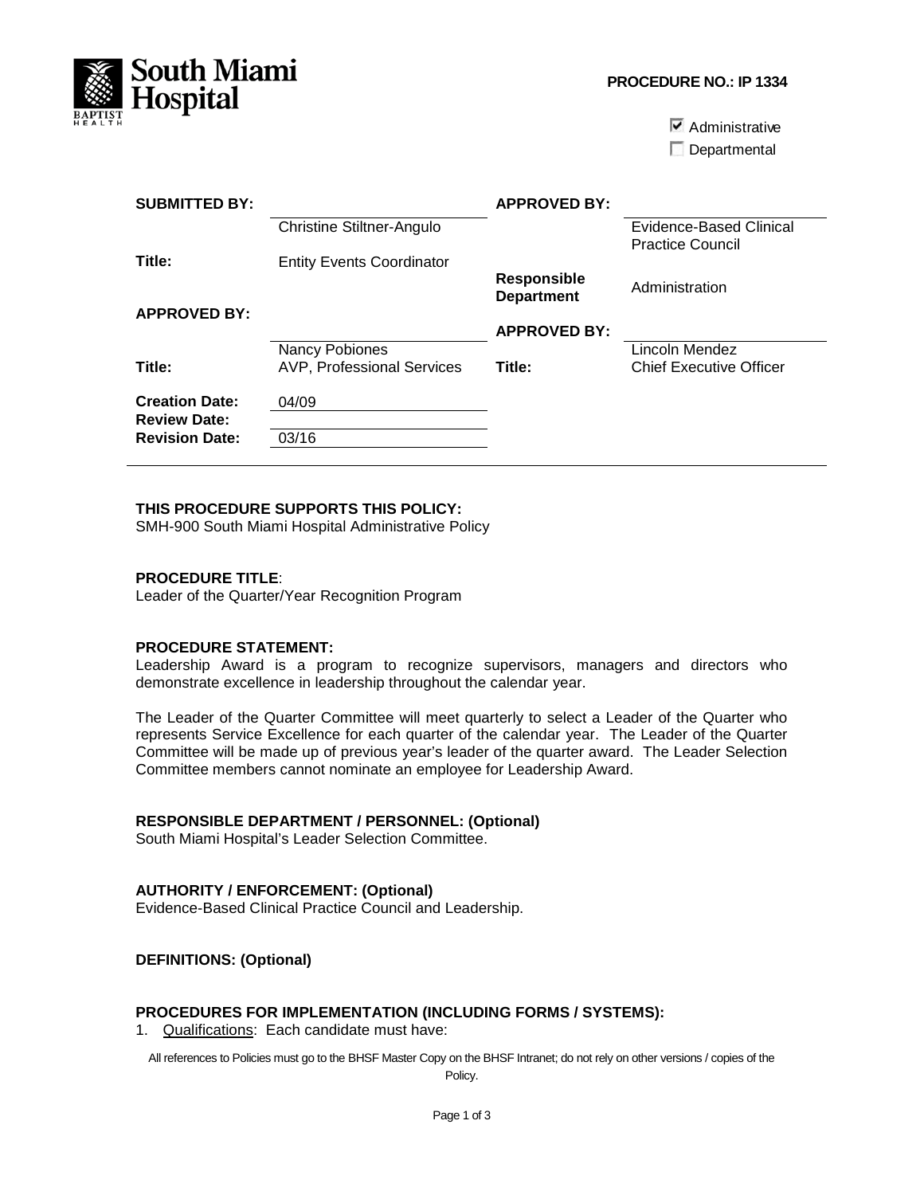**PROCEDURE NO.: IP 1334**

☑ Administrative
☐ Departmental

| | | | |
|---|---|---|---|
| **SUBMITTED BY:** | Christine Stiltner-Angulo | **APPROVED BY:** | Evidence-Based Clinical Practice Council |
| **Title:** | Entity Events Coordinator | **Responsible Department** | Administration |
| **APPROVED BY:** | Nancy Pobiones | **APPROVED BY:** | Lincoln Mendez |
| **Title:** | AVP, Professional Services | **Title:** | Chief Executive Officer |
| **Creation Date:** | 04/09 | | |
| **Review Date:** | | | |
| **Revision Date:** | 03/16 | | |

**THIS PROCEDURE SUPPORTS THIS POLICY:**
SMH-900 South Miami Hospital Administrative Policy

**PROCEDURE TITLE**:
Leader of the Quarter/Year Recognition Program

**PROCEDURE STATEMENT:**
Leadership Award is a program to recognize supervisors, managers and directors who demonstrate excellence in leadership throughout the calendar year.

The Leader of the Quarter Committee will meet quarterly to select a Leader of the Quarter who represents Service Excellence for each quarter of the calendar year. The Leader of the Quarter Committee will be made up of previous year's leader of the quarter award. The Leader Selection Committee members cannot nominate an employee for Leadership Award.

**RESPONSIBLE DEPARTMENT / PERSONNEL: (Optional)**
South Miami Hospital's Leader Selection Committee.

**AUTHORITY / ENFORCEMENT: (Optional)**
Evidence-Based Clinical Practice Council and Leadership.

**DEFINITIONS: (Optional)**

**PROCEDURES FOR IMPLEMENTATION (INCLUDING FORMS / SYSTEMS):**

1. Qualifications: Each candidate must have:

All references to Policies must go to the BHSF Master Copy on the BHSF Intranet; do not rely on other versions / copies of the Policy.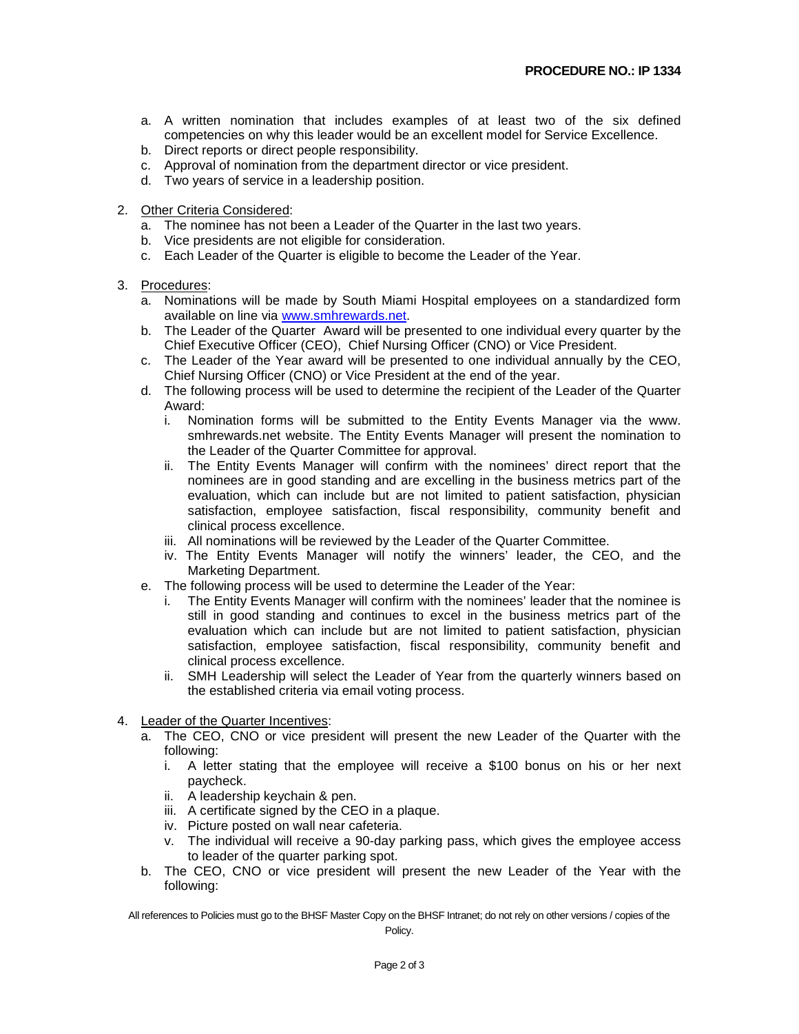**PROCEDURE NO.: IP 1334**

   a. A written nomination that includes examples of at least two of the six defined competencies on why this leader would be an excellent model for Service Excellence.
   b. Direct reports or direct people responsibility.
   c. Approval of nomination from the department director or vice president.
   d. Two years of service in a leadership position.

2. <u>Other Criteria Considered</u>:
   a. The nominee has not been a Leader of the Quarter in the last two years.
   b. Vice presidents are not eligible for consideration.
   c. Each Leader of the Quarter is eligible to become the Leader of the Year.

3. <u>Procedures</u>:
   a. Nominations will be made by South Miami Hospital employees on a standardized form available on line via [www.smhrewards.net](http://www.smhrewards.net).
   b. The Leader of the Quarter Award will be presented to one individual every quarter by the Chief Executive Officer (CEO), Chief Nursing Officer (CNO) or Vice President.
   c. The Leader of the Year award will be presented to one individual annually by the CEO, Chief Nursing Officer (CNO) or Vice President at the end of the year.
   d. The following process will be used to determine the recipient of the Leader of the Quarter Award:
      i. Nomination forms will be submitted to the Entity Events Manager via the www. smhrewards.net website. The Entity Events Manager will present the nomination to the Leader of the Quarter Committee for approval.
      ii. The Entity Events Manager will confirm with the nominees' direct report that the nominees are in good standing and are excelling in the business metrics part of the evaluation, which can include but are not limited to patient satisfaction, physician satisfaction, employee satisfaction, fiscal responsibility, community benefit and clinical process excellence.
      iii. All nominations will be reviewed by the Leader of the Quarter Committee.
      iv. The Entity Events Manager will notify the winners' leader, the CEO, and the Marketing Department.
   e. The following process will be used to determine the Leader of the Year:
      i. The Entity Events Manager will confirm with the nominees' leader that the nominee is still in good standing and continues to excel in the business metrics part of the evaluation which can include but are not limited to patient satisfaction, physician satisfaction, employee satisfaction, fiscal responsibility, community benefit and clinical process excellence.
      ii. SMH Leadership will select the Leader of Year from the quarterly winners based on the established criteria via email voting process.

4. <u>Leader of the Quarter Incentives</u>:
   a. The CEO, CNO or vice president will present the new Leader of the Quarter with the following:
      i. A letter stating that the employee will receive a $100 bonus on his or her next paycheck.
      ii. A leadership keychain & pen.
      iii. A certificate signed by the CEO in a plaque.
      iv. Picture posted on wall near cafeteria.
      v. The individual will receive a 90-day parking pass, which gives the employee access to leader of the quarter parking spot.
   b. The CEO, CNO or vice president will present the new Leader of the Year with the following:

All references to Policies must go to the BHSF Master Copy on the BHSF Intranet; do not rely on other versions / copies of the Policy.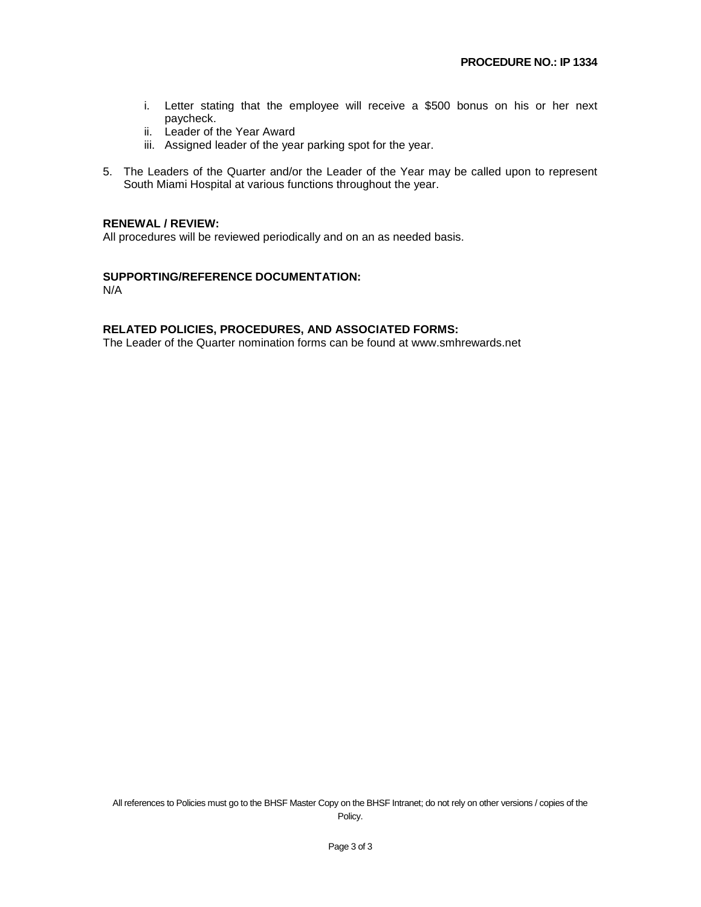i. Letter stating that the employee will receive a $500 bonus on his or her next paycheck.
   ii. Leader of the Year Award
   iii. Assigned leader of the year parking spot for the year.

5. The Leaders of the Quarter and/or the Leader of the Year may be called upon to represent South Miami Hospital at various functions throughout the year.

**RENEWAL / REVIEW:**
All procedures will be reviewed periodically and on an as needed basis.

**SUPPORTING/REFERENCE DOCUMENTATION:**
N/A

**RELATED POLICIES, PROCEDURES, AND ASSOCIATED FORMS:**
The Leader of the Quarter nomination forms can be found at www.smhrewards.net